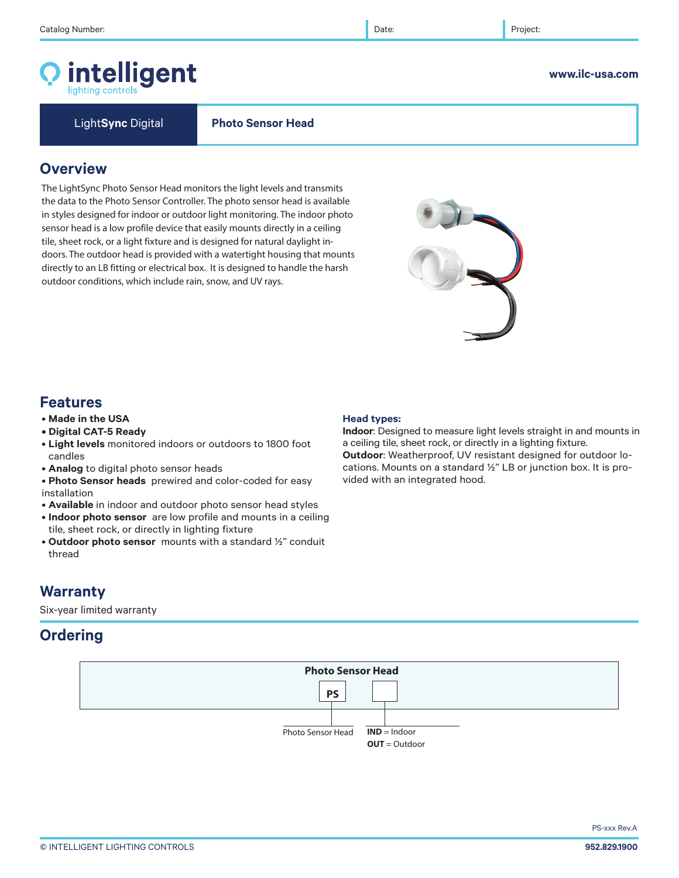Catalog Number: | Date: | Project:

**intelligent** lighting controls

**www.ilc-usa.com**

LightSync Digital | **Photo Sensor Head**

## Overview

The LightSync Photo Sensor Head monitors the light levels and transmits the data to the Photo Sensor Controller. The photo sensor head is available in styles designed for indoor or outdoor light monitoring. The indoor photo sensor head is a low profile device that easily mounts directly in a ceiling tile, sheet rock, or a light fixture and is designed for natural daylight indoors. The outdoor head is provided with a watertight housing that mounts directly to an LB fitting or electrical box. It is designed to handle the harsh outdoor conditions, which include rain, snow, and UV rays.

## Features

- **Made in the USA**
- **Digital CAT-5 Ready**
- **Light levels** monitored indoors or outdoors to 1800 foot candles
- **Analog** to digital photo sensor heads
- **Photo Sensor heads** prewired and color-coded for easy installation
- **Available** in indoor and outdoor photo sensor head styles
- **Indoor photo sensor** are low profile and mounts in a ceiling tile, sheet rock, or directly in lighting fixture
- **Outdoor photo sensor** mounts with a standard ½" conduit thread

**Head types:**

**Indoor**: Designed to measure light levels straight in and mounts in a ceiling tile, sheet rock, or directly in a lighting fixture.

**Outdoor**: Weatherproof, UV resistant designed for outdoor locations. Mounts on a standard ½" LB or junction box. It is provided with an integrated hood.

## Warranty

Six-year limited warranty

## Ordering

**Photo Sensor Head**

| PS | |
|---|---|
| Photo Sensor Head | **IND** = Indoor<br>**OUT** = Outdoor |

PS-xxx Rev.A

© INTELLIGENT LIGHTING CONTROLS

952.829.1900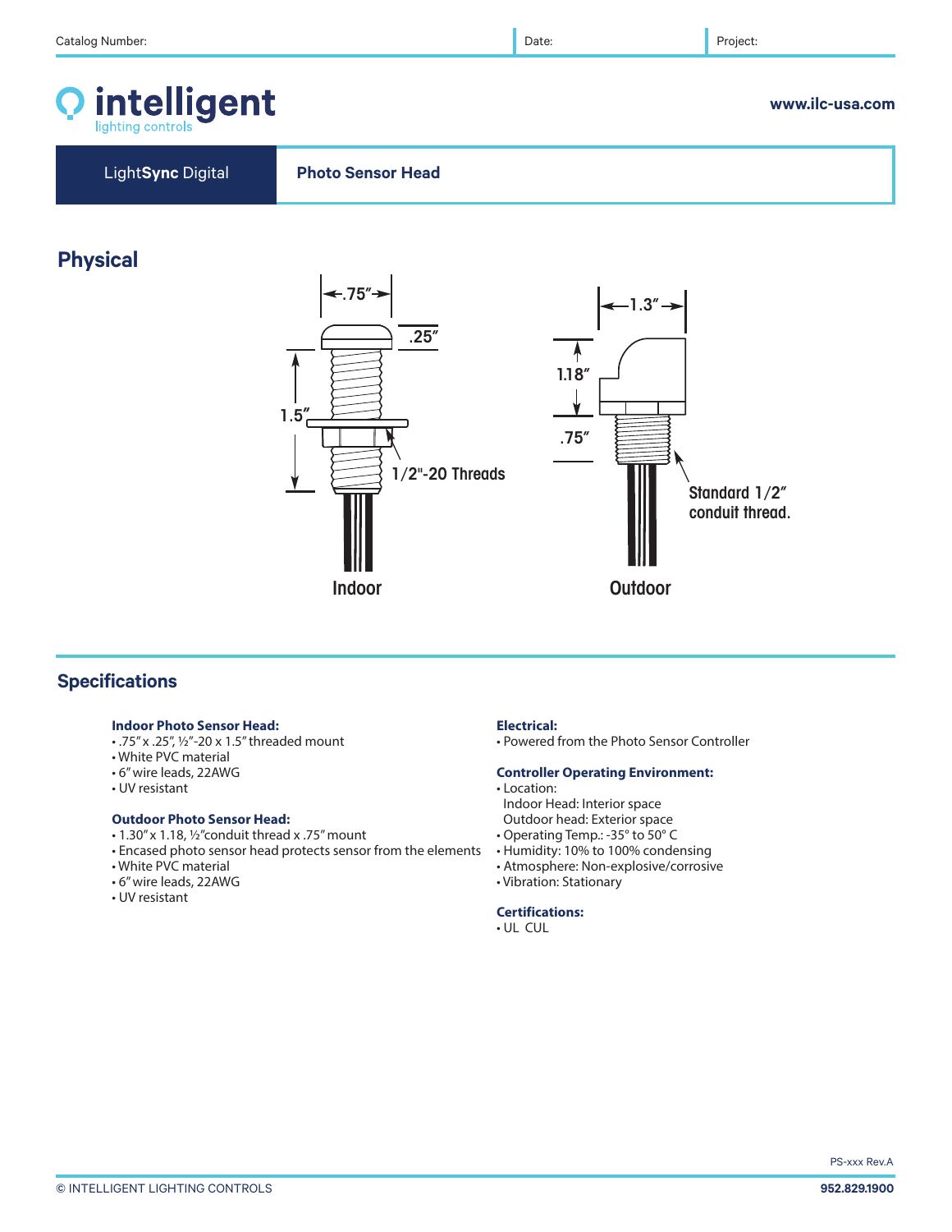Catalog Number: | Date: | Project:

# intelligent
lighting controls

www.ilc-usa.com

**LightSync Digital** | **Photo Sensor Head**

## Physical

.75″
.25″
1.5″
1/2"-20 Threads
Indoor

1.3″
1.18″
.75″
Standard 1/2″ conduit thread.
Outdoor

## Specifications

**Indoor Photo Sensor Head:**
- .75″ x .25″, ½″-20 x 1.5″ threaded mount
- White PVC material
- 6″ wire leads, 22AWG
- UV resistant

**Outdoor Photo Sensor Head:**
- 1.30″ x 1.18, ½″conduit thread x .75″ mount
- Encased photo sensor head protects sensor from the elements
- White PVC material
- 6″ wire leads, 22AWG
- UV resistant

**Electrical:**
- Powered from the Photo Sensor Controller

**Controller Operating Environment:**
- Location:
  Indoor Head: Interior space
  Outdoor head: Exterior space
- Operating Temp.: -35° to 50° C
- Humidity: 10% to 100% condensing
- Atmosphere: Non-explosive/corrosive
- Vibration: Stationary

**Certifications:**
- UL CUL

PS-xxx Rev.A

© INTELLIGENT LIGHTING CONTROLS

952.829.1900